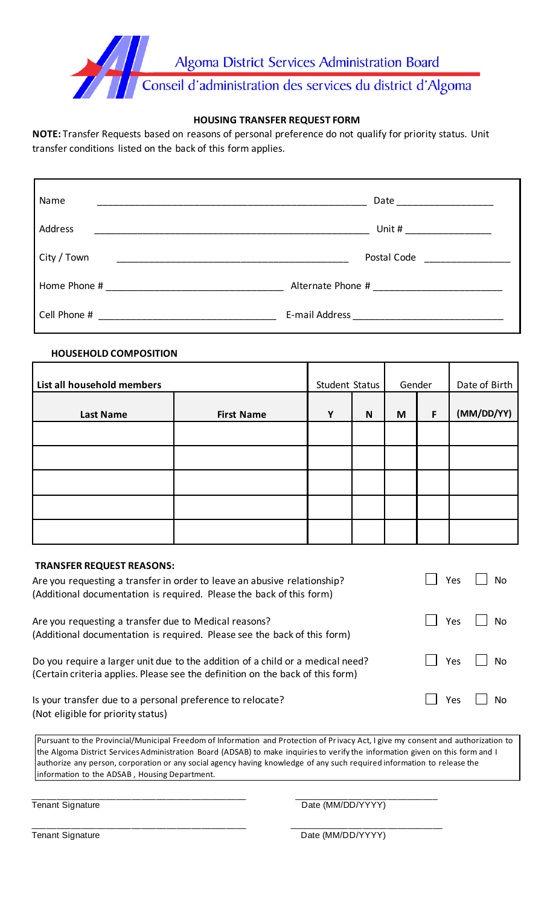Algoma District Services Administration Board

Conseil d'administration des services du district d'Algoma

## HOUSING TRANSFER REQUEST FORM

**NOTE:** Transfer Requests based on reasons of personal preference do not qualify for priority status. Unit transfer conditions listed on the back of this form applies.

Name ______________________________ Date ______________

Address ______________________________ Unit # ______________

City / Town ______________________________ Postal Code ______________

Home Phone # ______________________________ Alternate Phone # ______________

Cell Phone # ______________________________ E-mail Address ______________

### HOUSEHOLD COMPOSITION

| List all household members | | Student Status | | Gender | | Date of Birth |
|---|---|---|---|---|---|---|
| **Last Name** | **First Name** | **Y** | **N** | **M** | **F** | **(MM/DD/YY)** |
| | | | | | | |
| | | | | | | |
| | | | | | | |
| | | | | | | |
| | | | | | | |

### TRANSFER REQUEST REASONS:

Are you requesting a transfer in order to leave an abusive relationship? ☐ Yes ☐ No
(Additional documentation is required. Please the back of this form)

Are you requesting a transfer due to Medical reasons? ☐ Yes ☐ No
(Additional documentation is required. Please see the back of this form)

Do you require a larger unit due to the addition of a child or a medical need? ☐ Yes ☐ No
(Certain criteria applies. Please see the definition on the back of this form)

Is your transfer due to a personal preference to relocate? ☐ Yes ☐ No
(Not eligible for priority status)

Pursuant to the Provincial/Municipal Freedom of Information and Protection of Privacy Act, I give my consent and authorization to the Algoma District Services Administration Board (ADSAB) to make inquiries to verify the information given on this form and I authorize any person, corporation or any social agency having knowledge of any such required information to release the information to the ADSAB , Housing Department.

______________________________ ______________________________
Tenant Signature Date (MM/DD/YYYY)

______________________________ ______________________________
Tenant Signature Date (MM/DD/YYYY)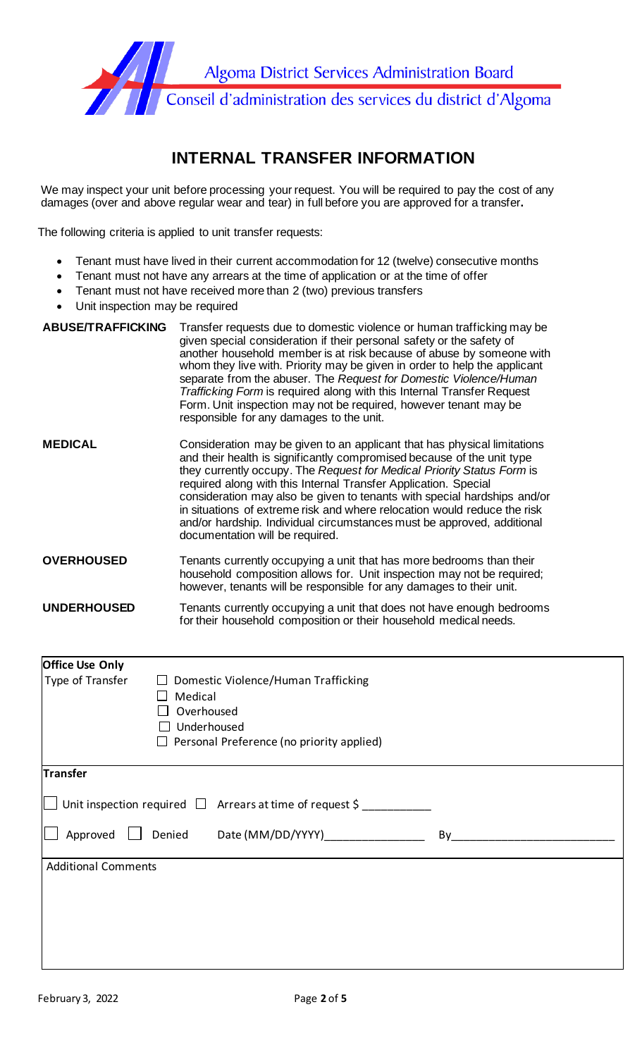Algoma District Services Administration Board

Conseil d'administration des services du district d'Algoma

# INTERNAL TRANSFER INFORMATION

We may inspect your unit before processing your request. You will be required to pay the cost of any damages (over and above regular wear and tear) in full before you are approved for a transfer.

The following criteria is applied to unit transfer requests:

- Tenant must have lived in their current accommodation for 12 (twelve) consecutive months
- Tenant must not have any arrears at the time of application or at the time of offer
- Tenant must not have received more than 2 (two) previous transfers
- Unit inspection may be required

**ABUSE/TRAFFICKING** Transfer requests due to domestic violence or human trafficking may be given special consideration if their personal safety or the safety of another household member is at risk because of abuse by someone with whom they live with. Priority may be given in order to help the applicant separate from the abuser. The *Request for Domestic Violence/Human Trafficking Form* is required along with this Internal Transfer Request Form. Unit inspection may not be required, however tenant may be responsible for any damages to the unit.

**MEDICAL** Consideration may be given to an applicant that has physical limitations and their health is significantly compromised because of the unit type they currently occupy. The *Request for Medical Priority Status Form* is required along with this Internal Transfer Application. Special consideration may also be given to tenants with special hardships and/or in situations of extreme risk and where relocation would reduce the risk and/or hardship. Individual circumstances must be approved, additional documentation will be required.

**OVERHOUSED** Tenants currently occupying a unit that has more bedrooms than their household composition allows for. Unit inspection may not be required; however, tenants will be responsible for any damages to their unit.

**UNDERHOUSED** Tenants currently occupying a unit that does not have enough bedrooms for their household composition or their household medical needs.

**Office Use Only**

Type of Transfer
- ☐ Domestic Violence/Human Trafficking
- ☐ Medical
- ☐ Overhoused
- ☐ Underhoused
- ☐ Personal Preference (no priority applied)

**Transfer**

☐ Unit inspection required ☐ Arrears at time of request $ ___________

☐ Approved ☐ Denied Date (MM/DD/YYYY)________________ By__________________________

Additional Comments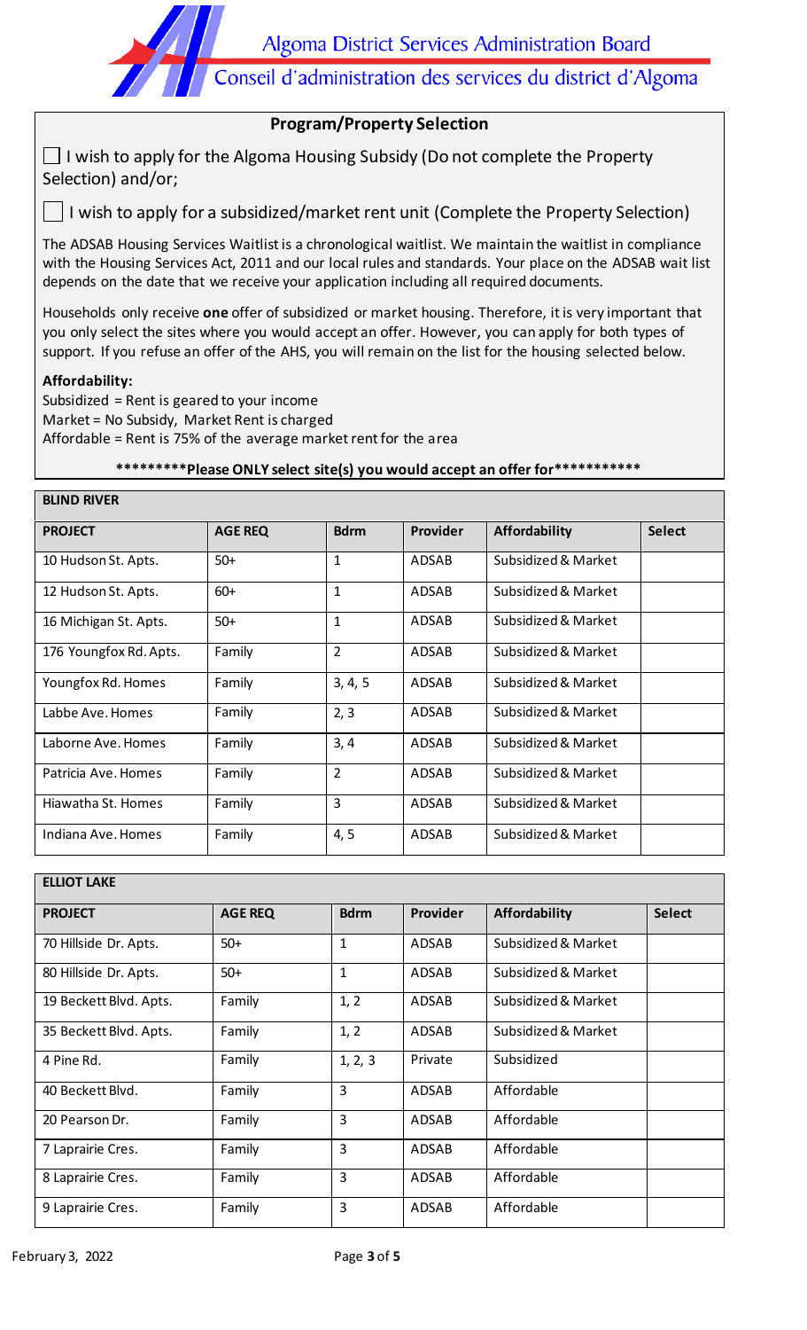Algoma District Services Administration Board

Conseil d'administration des services du district d'Algoma

## Program/Property Selection

☐ I wish to apply for the Algoma Housing Subsidy (Do not complete the Property Selection) and/or;

☐ I wish to apply for a subsidized/market rent unit (Complete the Property Selection)

The ADSAB Housing Services Waitlist is a chronological waitlist. We maintain the waitlist in compliance with the Housing Services Act, 2011 and our local rules and standards. Your place on the ADSAB wait list depends on the date that we receive your application including all required documents.

Households only receive **one** offer of subsidized or market housing. Therefore, it is very important that you only select the sites where you would accept an offer. However, you can apply for both types of support. If you refuse an offer of the AHS, you will remain on the list for the housing selected below.

**Affordability:**

Subsidized = Rent is geared to your income
Market = No Subsidy, Market Rent is charged
Affordable = Rent is 75% of the average market rent for the area

**\*\*\*\*\*\*\*\*\*Please ONLY select site(s) you would accept an offer for\*\*\*\*\*\*\*\*\*\*\***

### BLIND RIVER

| PROJECT | AGE REQ | Bdrm | Provider | Affordability | Select |
|---|---|---|---|---|---|
| 10 Hudson St. Apts. | 50+ | 1 | ADSAB | Subsidized & Market | |
| 12 Hudson St. Apts. | 60+ | 1 | ADSAB | Subsidized & Market | |
| 16 Michigan St. Apts. | 50+ | 1 | ADSAB | Subsidized & Market | |
| 176 Youngfox Rd. Apts. | Family | 2 | ADSAB | Subsidized & Market | |
| Youngfox Rd. Homes | Family | 3, 4, 5 | ADSAB | Subsidized & Market | |
| Labbe Ave. Homes | Family | 2, 3 | ADSAB | Subsidized & Market | |
| Laborne Ave. Homes | Family | 3, 4 | ADSAB | Subsidized & Market | |
| Patricia Ave. Homes | Family | 2 | ADSAB | Subsidized & Market | |
| Hiawatha St. Homes | Family | 3 | ADSAB | Subsidized & Market | |
| Indiana Ave. Homes | Family | 4, 5 | ADSAB | Subsidized & Market | |

### ELLIOT LAKE

| PROJECT | AGE REQ | Bdrm | Provider | Affordability | Select |
|---|---|---|---|---|---|
| 70 Hillside Dr. Apts. | 50+ | 1 | ADSAB | Subsidized & Market | |
| 80 Hillside Dr. Apts. | 50+ | 1 | ADSAB | Subsidized & Market | |
| 19 Beckett Blvd. Apts. | Family | 1, 2 | ADSAB | Subsidized & Market | |
| 35 Beckett Blvd. Apts. | Family | 1, 2 | ADSAB | Subsidized & Market | |
| 4 Pine Rd. | Family | 1, 2, 3 | Private | Subsidized | |
| 40 Beckett Blvd. | Family | 3 | ADSAB | Affordable | |
| 20 Pearson Dr. | Family | 3 | ADSAB | Affordable | |
| 7 Laprairie Cres. | Family | 3 | ADSAB | Affordable | |
| 8 Laprairie Cres. | Family | 3 | ADSAB | Affordable | |
| 9 Laprairie Cres. | Family | 3 | ADSAB | Affordable | |

February 3, 2022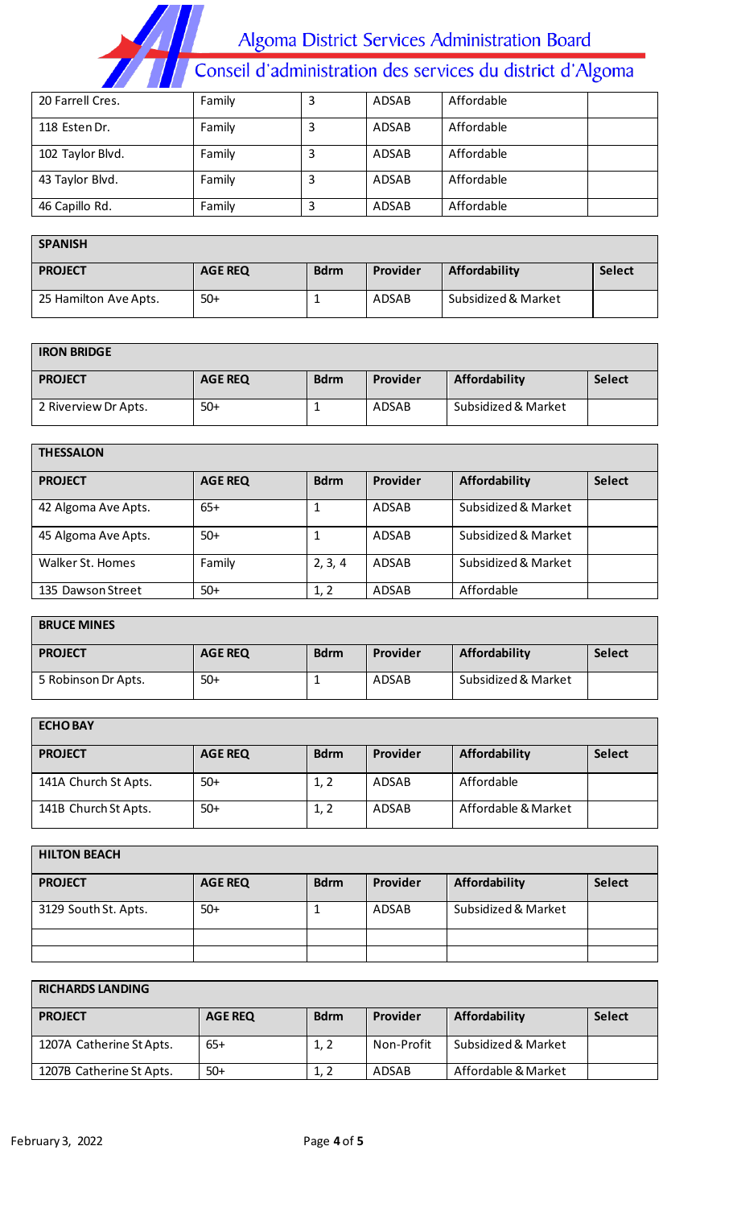| 20 Farrell Cres. | Family | 3 | ADSAB | Affordable | |
|---|---|---|---|---|---|
| 118 Esten Dr. | Family | 3 | ADSAB | Affordable | |
| 102 Taylor Blvd. | Family | 3 | ADSAB | Affordable | |
| 43 Taylor Blvd. | Family | 3 | ADSAB | Affordable | |
| 46 Capillo Rd. | Family | 3 | ADSAB | Affordable | |

| **SPANISH** | | | | | |
|---|---|---|---|---|---|
| **PROJECT** | **AGE REQ** | **Bdrm** | **Provider** | **Affordability** | **Select** |
| 25 Hamilton Ave Apts. | 50+ | 1 | ADSAB | Subsidized & Market | |

| **IRON BRIDGE** | | | | | |
|---|---|---|---|---|---|
| **PROJECT** | **AGE REQ** | **Bdrm** | **Provider** | **Affordability** | **Select** |
| 2 Riverview Dr Apts. | 50+ | 1 | ADSAB | Subsidized & Market | |

| **THESSALON** | | | | | |
|---|---|---|---|---|---|
| **PROJECT** | **AGE REQ** | **Bdrm** | **Provider** | **Affordability** | **Select** |
| 42 Algoma Ave Apts. | 65+ | 1 | ADSAB | Subsidized & Market | |
| 45 Algoma Ave Apts. | 50+ | 1 | ADSAB | Subsidized & Market | |
| Walker St. Homes | Family | 2, 3, 4 | ADSAB | Subsidized & Market | |
| 135 Dawson Street | 50+ | 1, 2 | ADSAB | Affordable | |

| **BRUCE MINES** | | | | | |
|---|---|---|---|---|---|
| **PROJECT** | **AGE REQ** | **Bdrm** | **Provider** | **Affordability** | **Select** |
| 5 Robinson Dr Apts. | 50+ | 1 | ADSAB | Subsidized & Market | |

| **ECHO BAY** | | | | | |
|---|---|---|---|---|---|
| **PROJECT** | **AGE REQ** | **Bdrm** | **Provider** | **Affordability** | **Select** |
| 141A Church St Apts. | 50+ | 1, 2 | ADSAB | Affordable | |
| 141B Church St Apts. | 50+ | 1, 2 | ADSAB | Affordable & Market | |

| **HILTON BEACH** | | | | | |
|---|---|---|---|---|---|
| **PROJECT** | **AGE REQ** | **Bdrm** | **Provider** | **Affordability** | **Select** |
| 3129 South St. Apts. | 50+ | 1 | ADSAB | Subsidized & Market | |
| | | | | | |
| | | | | | |

| **RICHARDS LANDING** | | | | | |
|---|---|---|---|---|---|
| **PROJECT** | **AGE REQ** | **Bdrm** | **Provider** | **Affordability** | **Select** |
| 1207A Catherine St Apts. | 65+ | 1, 2 | Non-Profit | Subsidized & Market | |
| 1207B Catherine St Apts. | 50+ | 1, 2 | ADSAB | Affordable & Market | |

February 3, 2022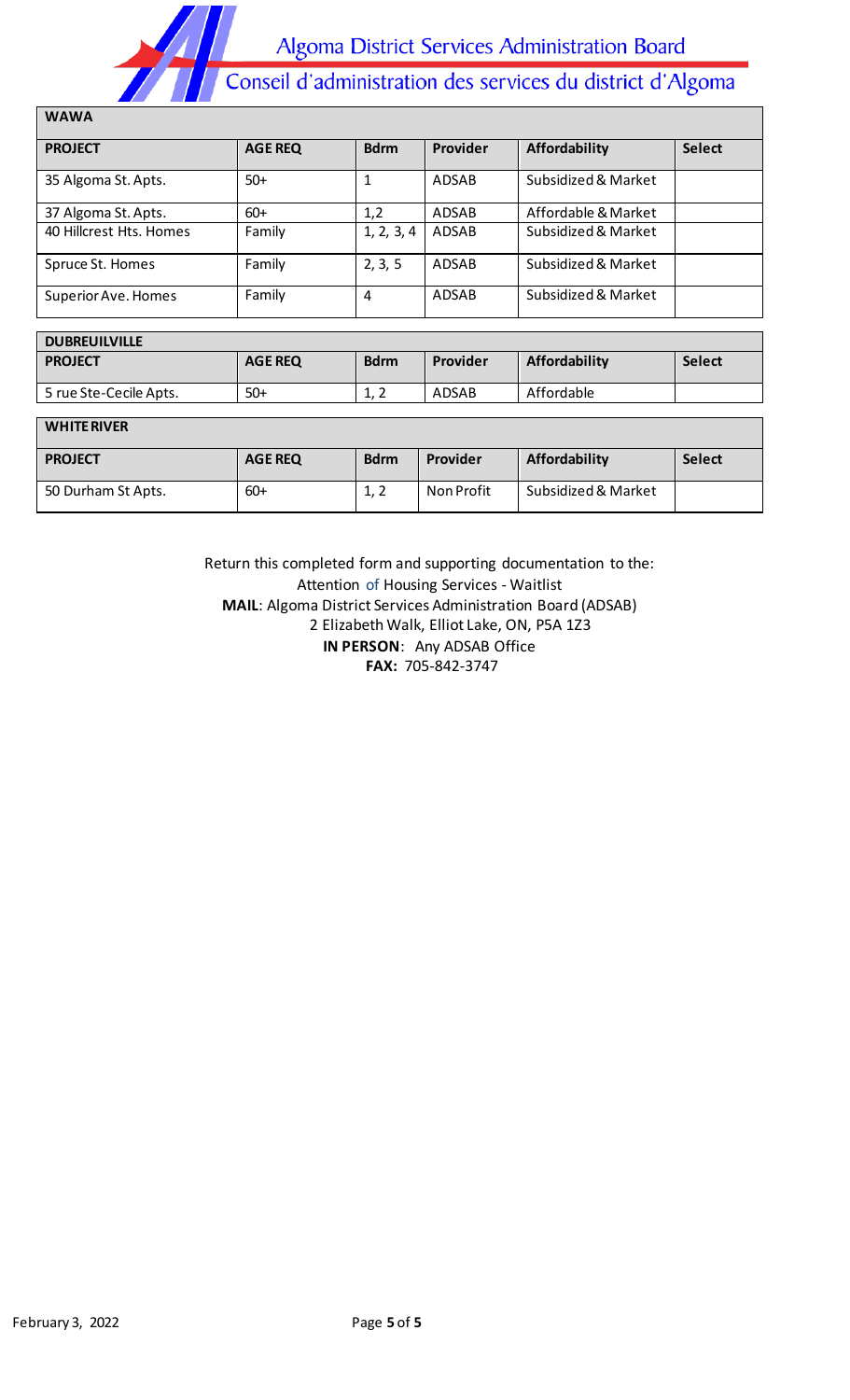## WAWA

| PROJECT | AGE REQ | Bdrm | Provider | Affordability | Select |
|---|---|---|---|---|---|
| 35 Algoma St. Apts. | 50+ | 1 | ADSAB | Subsidized & Market | |
| 37 Algoma St. Apts. | 60+ | 1,2 | ADSAB | Affordable & Market | |
| 40 Hillcrest Hts. Homes | Family | 1, 2, 3, 4 | ADSAB | Subsidized & Market | |
| Spruce St. Homes | Family | 2, 3, 5 | ADSAB | Subsidized & Market | |
| Superior Ave. Homes | Family | 4 | ADSAB | Subsidized & Market | |

## DUBREUILVILLE

| PROJECT | AGE REQ | Bdrm | Provider | Affordability | Select |
|---|---|---|---|---|---|
| 5 rue Ste-Cecile Apts. | 50+ | 1, 2 | ADSAB | Affordable | |

## WHITE RIVER

| PROJECT | AGE REQ | Bdrm | Provider | Affordability | Select |
|---|---|---|---|---|---|
| 50 Durham St Apts. | 60+ | 1, 2 | Non Profit | Subsidized & Market | |

Return this completed form and supporting documentation to the:
Attention of Housing Services - Waitlist
**MAIL**: Algoma District Services Administration Board (ADSAB)
2 Elizabeth Walk, Elliot Lake, ON, P5A 1Z3
**IN PERSON**: Any ADSAB Office
**FAX:** 705-842-3747

February 3, 2022